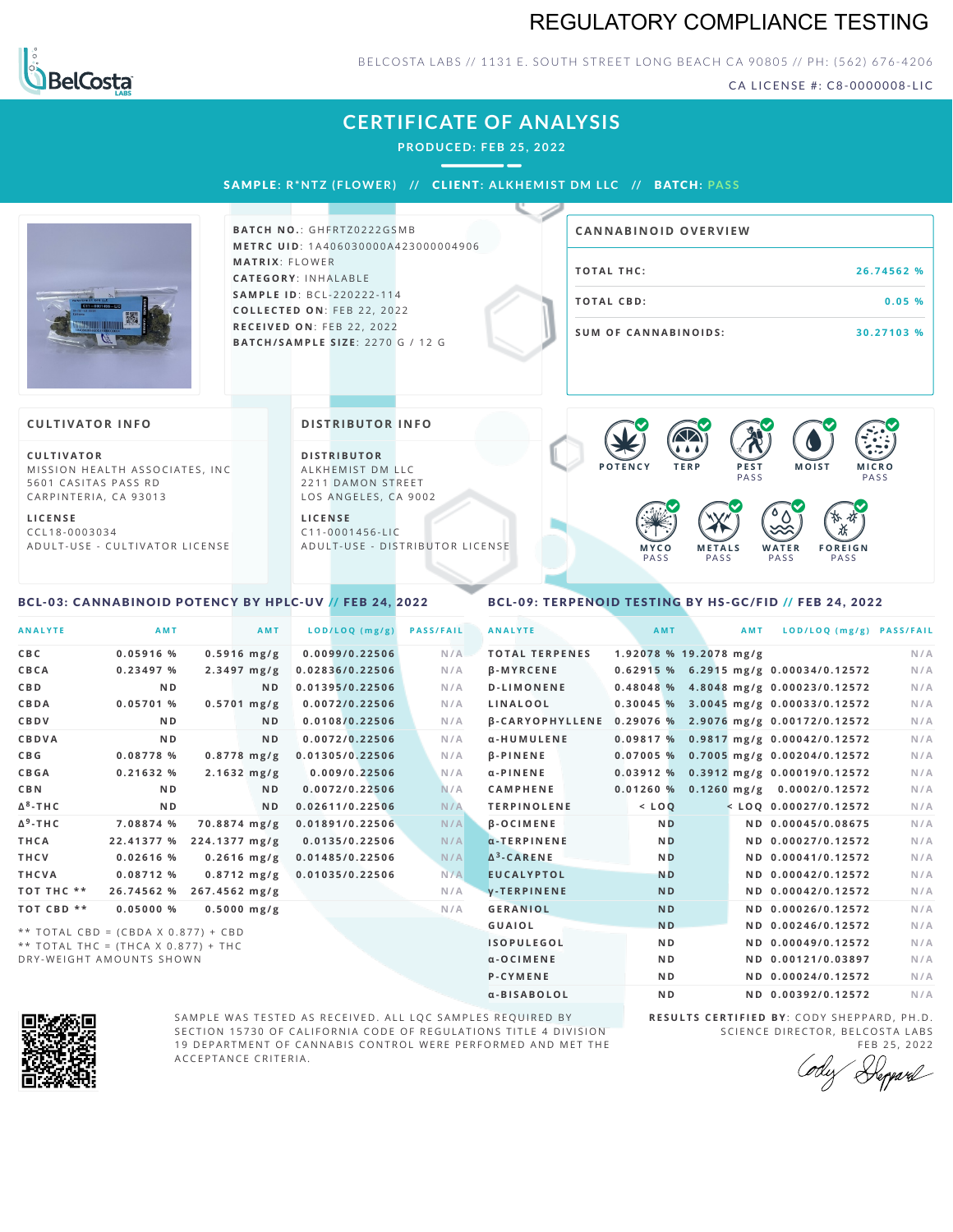# REGULATORY COMPLIANCE TESTING

BELCOSTA LABS // 1131 E. SOUTH STREET LONG BEACH CA 90805 // PH: (562) 676-4206

CA LICENSE #: C8-0000008-LIC

## CERTIFICATE OF ANALYSIS

**PRODUCED: FEB 25, 2022**

**SAMPLE:** R*NTZ (FLOWER) // **CLIENT:** ALKHEMIST DM LLC // **BATCH:** PASS

**BATCH NO.**: GHFRTZ0222GSMB
**METRC UID**: 1A406030000A423000004906
**MATRIX**: FLOWER
**CATEGORY**: INHALABLE
**SAMPLE ID**: BCL-220222-114
**COLLECTED ON**: FEB 22, 2022
**RECEIVED ON**: FEB 22, 2022
**BATCH/SAMPLE SIZE**: 2270 G / 12 G

### CANNABINOID OVERVIEW

| | |
|---|---|
| TOTAL THC: | 26.74562 % |
| TOTAL CBD: | 0.05 % |
| SUM OF CANNABINOIDS: | 30.27103 % |

### CULTIVATOR INFO

**CULTIVATOR**
MISSION HEALTH ASSOCIATES, INC
5601 CASITAS PASS RD
CARPINTERIA, CA 93013

**LICENSE**
CCL18-0003034
ADULT-USE - CULTIVATOR LICENSE

### DISTRIBUTOR INFO

**DISTRIBUTOR**
ALKHEMIST DM LLC
2211 DAMON STREET
LOS ANGELES, CA 9002

**LICENSE**
C11-0001456-LIC
ADULT-USE - DISTRIBUTOR LICENSE

POTENCY | TERP | PEST PASS | MOIST | MICRO PASS | MYCO PASS | METALS PASS | WATER PASS | FOREIGN PASS

### BCL-03: CANNABINOID POTENCY BY HPLC-UV // FEB 24, 2022

| ANALYTE | AMT | AMT | LOD/LOQ (mg/g) | PASS/FAIL |
|---|---|---|---|---|
| CBC | 0.05916 % | 0.5916 mg/g | 0.0099/0.22506 | N/A |
| CBCA | 0.23497 % | 2.3497 mg/g | 0.02836/0.22506 | N/A |
| CBD | ND | ND | 0.01395/0.22506 | N/A |
| CBDA | 0.05701 % | 0.5701 mg/g | 0.0072/0.22506 | N/A |
| CBDV | ND | ND | 0.0108/0.22506 | N/A |
| CBDVA | ND | ND | 0.0072/0.22506 | N/A |
| CBG | 0.08778 % | 0.8778 mg/g | 0.01305/0.22506 | N/A |
| CBGA | 0.21632 % | 2.1632 mg/g | 0.009/0.22506 | N/A |
| CBN | ND | ND | 0.0072/0.22506 | N/A |
| $\Delta^8$-THC | ND | ND | 0.02611/0.22506 | N/A |
| $\Delta^9$-THC | 7.08874 % | 70.8874 mg/g | 0.01891/0.22506 | N/A |
| THCA | 22.41377 % | 224.1377 mg/g | 0.0135/0.22506 | N/A |
| THCV | 0.02616 % | 0.2616 mg/g | 0.01485/0.22506 | N/A |
| THCVA | 0.08712 % | 0.8712 mg/g | 0.01035/0.22506 | N/A |
| TOT THC ** | 26.74562 % | 267.4562 mg/g | | N/A |
| TOT CBD ** | 0.05000 % | 0.5000 mg/g | | N/A |

** TOTAL CBD = (CBDA X 0.877) + CBD
** TOTAL THC = (THCA X 0.877) + THC
DRY-WEIGHT AMOUNTS SHOWN

### BCL-09: TERPENOID TESTING BY HS-GC/FID // FEB 24, 2022

| ANALYTE | AMT | AMT | LOD/LOQ (mg/g) | PASS/FAIL |
|---|---|---|---|---|
| TOTAL TERPENES | 1.92078 % | 19.2078 mg/g | | N/A |
| β-MYRCENE | 0.62915 % | 6.2915 mg/g | 0.00034/0.12572 | N/A |
| D-LIMONENE | 0.48048 % | 4.8048 mg/g | 0.00023/0.12572 | N/A |
| LINALOOL | 0.30045 % | 3.0045 mg/g | 0.00033/0.12572 | N/A |
| β-CARYOPHYLLENE | 0.29076 % | 2.9076 mg/g | 0.00172/0.12572 | N/A |
| α-HUMULENE | 0.09817 % | 0.9817 mg/g | 0.00042/0.12572 | N/A |
| β-PINENE | 0.07005 % | 0.7005 mg/g | 0.00204/0.12572 | N/A |
| α-PINENE | 0.03912 % | 0.3912 mg/g | 0.00019/0.12572 | N/A |
| CAMPHENE | 0.01260 % | 0.1260 mg/g | 0.0002/0.12572 | N/A |
| TERPINOLENE | < LOQ | < LOQ | 0.00027/0.12572 | N/A |
| β-OCIMENE | ND | ND | 0.00045/0.08675 | N/A |
| α-TERPINENE | ND | ND | 0.00027/0.12572 | N/A |
| $\Delta^3$-CARENE | ND | ND | 0.00041/0.12572 | N/A |
| EUCALYPTOL | ND | ND | 0.00042/0.12572 | N/A |
| γ-TERPINENE | ND | ND | 0.00042/0.12572 | N/A |
| GERANIOL | ND | ND | 0.00026/0.12572 | N/A |
| GUAIOL | ND | ND | 0.00246/0.12572 | N/A |
| ISOPULEGOL | ND | ND | 0.00049/0.12572 | N/A |
| α-OCIMENE | ND | ND | 0.00121/0.03897 | N/A |
| P-CYMENE | ND | ND | 0.00024/0.12572 | N/A |
| α-BISABOLOL | ND | ND | 0.00392/0.12572 | N/A |

SAMPLE WAS TESTED AS RECEIVED. ALL LQC SAMPLES REQUIRED BY SECTION 15730 OF CALIFORNIA CODE OF REGULATIONS TITLE 4 DIVISION 19 DEPARTMENT OF CANNABIS CONTROL WERE PERFORMED AND MET THE ACCEPTANCE CRITERIA.

**RESULTS CERTIFIED BY**: CODY SHEPPARD, PH.D.
SCIENCE DIRECTOR, BELCOSTA LABS
FEB 25, 2022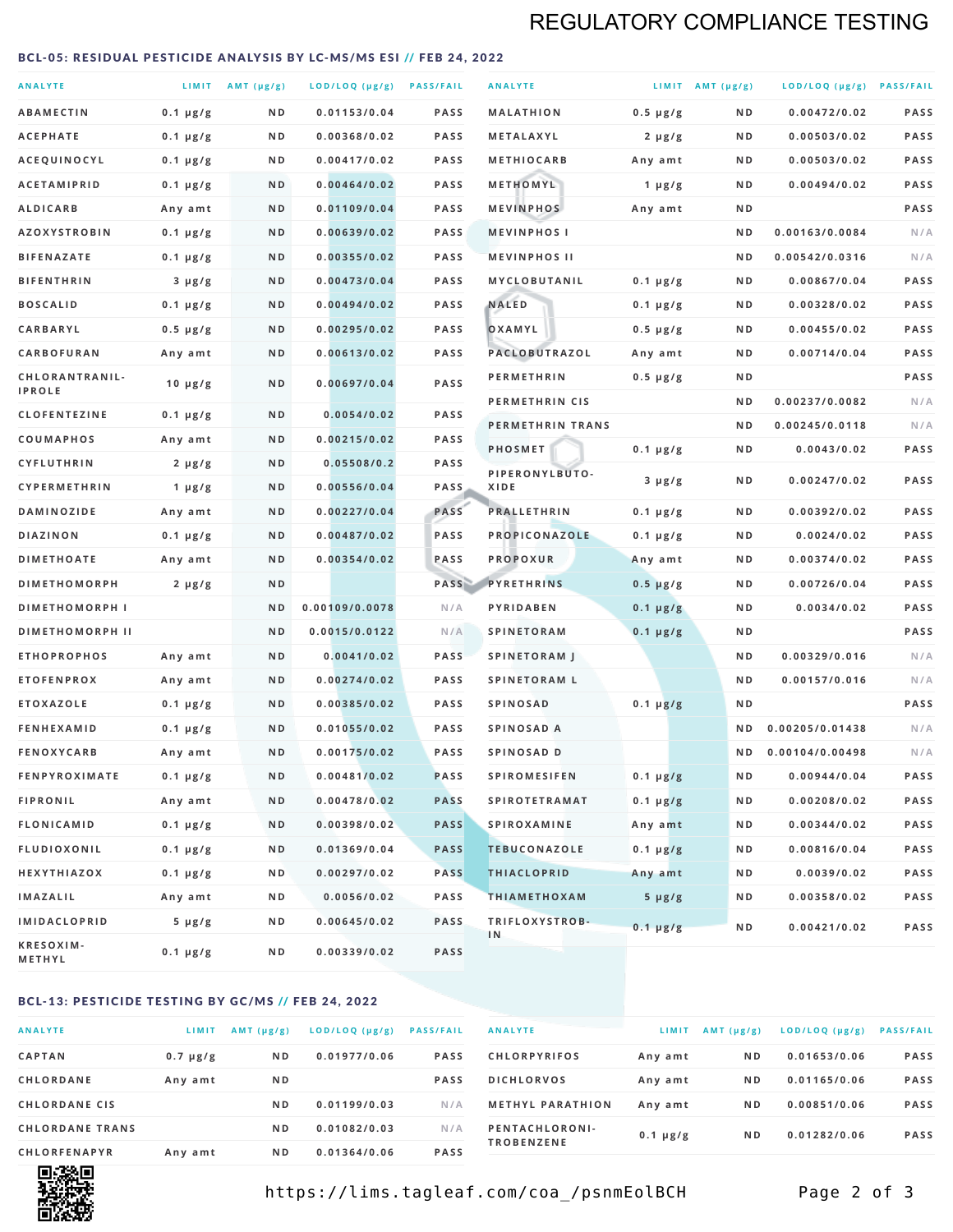# REGULATORY COMPLIANCE TESTING

## BCL-05: RESIDUAL PESTICIDE ANALYSIS BY LC-MS/MS ESI // FEB 24, 2022

| ANALYTE | LIMIT | AMT (μg/g) | LOD/LOQ (μg/g) | PASS/FAIL |
|---|---|---|---|---|
| ABAMECTIN | 0.1 μg/g | ND | 0.01153/0.04 | PASS |
| ACEPHATE | 0.1 μg/g | ND | 0.00368/0.02 | PASS |
| ACEQUINOCYL | 0.1 μg/g | ND | 0.00417/0.02 | PASS |
| ACETAMIPRID | 0.1 μg/g | ND | 0.00464/0.02 | PASS |
| ALDICARB | Any amt | ND | 0.01109/0.04 | PASS |
| AZOXYSTROBIN | 0.1 μg/g | ND | 0.00639/0.02 | PASS |
| BIFENAZATE | 0.1 μg/g | ND | 0.00355/0.02 | PASS |
| BIFENTHRIN | 3 μg/g | ND | 0.00473/0.04 | PASS |
| BOSCALID | 0.1 μg/g | ND | 0.00494/0.02 | PASS |
| CARBARYL | 0.5 μg/g | ND | 0.00295/0.02 | PASS |
| CARBOFURAN | Any amt | ND | 0.00613/0.02 | PASS |
| CHLORANTRANILIPROLE | 10 μg/g | ND | 0.00697/0.04 | PASS |
| CLOFENTEZINE | 0.1 μg/g | ND | 0.0054/0.02 | PASS |
| COUMAPHOS | Any amt | ND | 0.00215/0.02 | PASS |
| CYFLUTHRIN | 2 μg/g | ND | 0.05508/0.2 | PASS |
| CYPERMETHRIN | 1 μg/g | ND | 0.00556/0.04 | PASS |
| DAMINOZIDE | Any amt | ND | 0.00227/0.04 | PASS |
| DIAZINON | 0.1 μg/g | ND | 0.00487/0.02 | PASS |
| DIMETHOATE | Any amt | ND | 0.00354/0.02 | PASS |
| DIMETHOMORPH | 2 μg/g | ND | | PASS |
| DIMETHOMORPH I | | ND | 0.00109/0.0078 | N/A |
| DIMETHOMORPH II | | ND | 0.0015/0.0122 | N/A |
| ETHOPROPHOS | Any amt | ND | 0.0041/0.02 | PASS |
| ETOFENPROX | Any amt | ND | 0.00274/0.02 | PASS |
| ETOXAZOLE | 0.1 μg/g | ND | 0.00385/0.02 | PASS |
| FENHEXAMID | 0.1 μg/g | ND | 0.01055/0.02 | PASS |
| FENOXYCARB | Any amt | ND | 0.00175/0.02 | PASS |
| FENPYROXIMATE | 0.1 μg/g | ND | 0.00481/0.02 | PASS |
| FIPRONIL | Any amt | ND | 0.00478/0.02 | PASS |
| FLONICAMID | 0.1 μg/g | ND | 0.00398/0.02 | PASS |
| FLUDIOXONIL | 0.1 μg/g | ND | 0.01369/0.04 | PASS |
| HEXYTHIAZOX | 0.1 μg/g | ND | 0.00297/0.02 | PASS |
| IMAZALIL | Any amt | ND | 0.0056/0.02 | PASS |
| IMIDACLOPRID | 5 μg/g | ND | 0.00645/0.02 | PASS |
| KRESOXIM-METHYL | 0.1 μg/g | ND | 0.00339/0.02 | PASS |
| MALATHION | 0.5 μg/g | ND | 0.00472/0.02 | PASS |
| METALAXYL | 2 μg/g | ND | 0.00503/0.02 | PASS |
| METHIOCARB | Any amt | ND | 0.00503/0.02 | PASS |
| METHOMYL | 1 μg/g | ND | 0.00494/0.02 | PASS |
| MEVINPHOS | Any amt | ND | | PASS |
| MEVINPHOS I | | ND | 0.00163/0.0084 | N/A |
| MEVINPHOS II | | ND | 0.00542/0.0316 | N/A |
| MYCLOBUTANIL | 0.1 μg/g | ND | 0.00867/0.04 | PASS |
| NALED | 0.1 μg/g | ND | 0.00328/0.02 | PASS |
| OXAMYL | 0.5 μg/g | ND | 0.00455/0.02 | PASS |
| PACLOBUTRAZOL | Any amt | ND | 0.00714/0.04 | PASS |
| PERMETHRIN | 0.5 μg/g | ND | | PASS |
| PERMETHRIN CIS | | ND | 0.00237/0.0082 | N/A |
| PERMETHRIN TRANS | | ND | 0.00245/0.0118 | N/A |
| PHOSMET | 0.1 μg/g | ND | 0.0043/0.02 | PASS |
| PIPERONYLBUTOXIDE | 3 μg/g | ND | 0.00247/0.02 | PASS |
| PRALLETHRIN | 0.1 μg/g | ND | 0.00392/0.02 | PASS |
| PROPICONAZOLE | 0.1 μg/g | ND | 0.0024/0.02 | PASS |
| PROPOXUR | Any amt | ND | 0.00374/0.02 | PASS |
| PYRETHRINS | 0.5 μg/g | ND | 0.00726/0.04 | PASS |
| PYRIDABEN | 0.1 μg/g | ND | 0.0034/0.02 | PASS |
| SPINETORAM | 0.1 μg/g | ND | | PASS |
| SPINETORAM J | | ND | 0.00329/0.016 | N/A |
| SPINETORAM L | | ND | 0.00157/0.016 | N/A |
| SPINOSAD | 0.1 μg/g | ND | | PASS |
| SPINOSAD A | | ND | 0.00205/0.01438 | N/A |
| SPINOSAD D | | ND | 0.00104/0.00498 | N/A |
| SPIROMESIFEN | 0.1 μg/g | ND | 0.00944/0.04 | PASS |
| SPIROTETRAMAT | 0.1 μg/g | ND | 0.00208/0.02 | PASS |
| SPIROXAMINE | Any amt | ND | 0.00344/0.02 | PASS |
| TEBUCONAZOLE | 0.1 μg/g | ND | 0.00816/0.04 | PASS |
| THIACLOPRID | Any amt | ND | 0.0039/0.02 | PASS |
| THIAMETHOXAM | 5 μg/g | ND | 0.00358/0.02 | PASS |
| TRIFLOXYSTROBIN | 0.1 μg/g | ND | 0.00421/0.02 | PASS |

## BCL-13: PESTICIDE TESTING BY GC/MS // FEB 24, 2022

| ANALYTE | LIMIT | AMT (μg/g) | LOD/LOQ (μg/g) | PASS/FAIL |
|---|---|---|---|---|
| CAPTAN | 0.7 μg/g | ND | 0.01977/0.06 | PASS |
| CHLORDANE | Any amt | ND | | PASS |
| CHLORDANE CIS | | ND | 0.01199/0.03 | N/A |
| CHLORDANE TRANS | | ND | 0.01082/0.03 | N/A |
| CHLORFENAPYR | Any amt | ND | 0.01364/0.06 | PASS |
| CHLORPYRIFOS | Any amt | ND | 0.01653/0.06 | PASS |
| DICHLORVOS | Any amt | ND | 0.01165/0.06 | PASS |
| METHYL PARATHION | Any amt | ND | 0.00851/0.06 | PASS |
| PENTACHLORONITROBENZENE | 0.1 μg/g | ND | 0.01282/0.06 | PASS |

https://lims.tagleaf.com/coa_/psnmEolBCH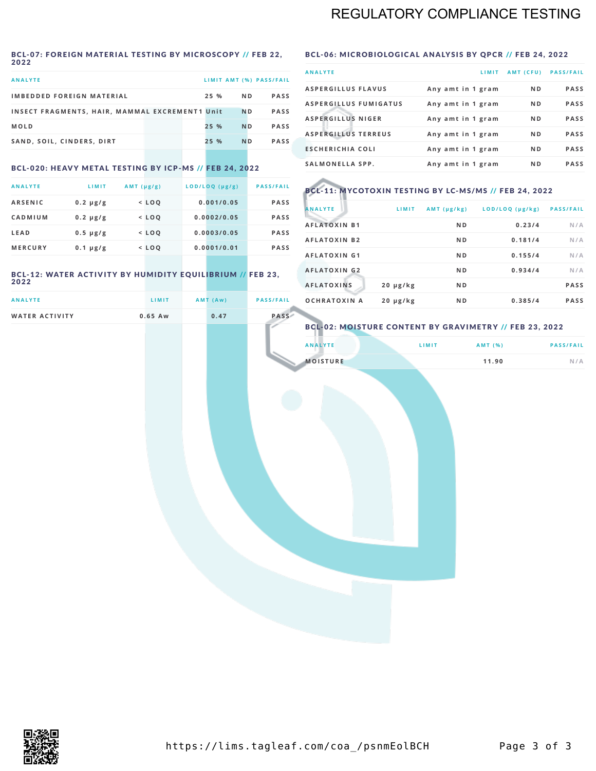# REGULATORY COMPLIANCE TESTING

## BCL-07: FOREIGN MATERIAL TESTING BY MICROSCOPY // FEB 22, 2022

| ANALYTE | LIMIT | AMT (%) | PASS/FAIL |
|---|---|---|---|
| IMBEDDED FOREIGN MATERIAL | 25 % | ND | PASS |
| INSECT FRAGMENTS, HAIR, MAMMAL EXCREMENT | 1 Unit | ND | PASS |
| MOLD | 25 % | ND | PASS |
| SAND, SOIL, CINDERS, DIRT | 25 % | ND | PASS |

## BCL-020: HEAVY METAL TESTING BY ICP-MS // FEB 24, 2022

| ANALYTE | LIMIT | AMT (µg/g) | LOD/LOQ (µg/g) | PASS/FAIL |
|---|---|---|---|---|
| ARSENIC | 0.2 µg/g | < LOQ | 0.001/0.05 | PASS |
| CADMIUM | 0.2 µg/g | < LOQ | 0.0002/0.05 | PASS |
| LEAD | 0.5 µg/g | < LOQ | 0.0003/0.05 | PASS |
| MERCURY | 0.1 µg/g | < LOQ | 0.0001/0.01 | PASS |

## BCL-12: WATER ACTIVITY BY HUMIDITY EQUILIBRIUM // FEB 23, 2022

| ANALYTE | LIMIT | AMT (Aw) | PASS/FAIL |
|---|---|---|---|
| WATER ACTIVITY | 0.65 Aw | 0.47 | PASS |

## BCL-06: MICROBIOLOGICAL ANALYSIS BY QPCR // FEB 24, 2022

| ANALYTE | LIMIT | AMT (CFU) | PASS/FAIL |
|---|---|---|---|
| ASPERGILLUS FLAVUS | Any amt in 1 gram | ND | PASS |
| ASPERGILLUS FUMIGATUS | Any amt in 1 gram | ND | PASS |
| ASPERGILLUS NIGER | Any amt in 1 gram | ND | PASS |
| ASPERGILLUS TERREUS | Any amt in 1 gram | ND | PASS |
| ESCHERICHIA COLI | Any amt in 1 gram | ND | PASS |
| SALMONELLA SPP. | Any amt in 1 gram | ND | PASS |

## BCL-11: MYCOTOXIN TESTING BY LC-MS/MS // FEB 24, 2022

| ANALYTE | LIMIT | AMT (µg/kg) | LOD/LOQ (µg/kg) | PASS/FAIL |
|---|---|---|---|---|
| AFLATOXIN B1 | | ND | 0.23/4 | N/A |
| AFLATOXIN B2 | | ND | 0.181/4 | N/A |
| AFLATOXIN G1 | | ND | 0.155/4 | N/A |
| AFLATOXIN G2 | | ND | 0.934/4 | N/A |
| AFLATOXINS | 20 µg/kg | ND | | PASS |
| OCHRATOXIN A | 20 µg/kg | ND | 0.385/4 | PASS |

## BCL-02: MOISTURE CONTENT BY GRAVIMETRY // FEB 23, 2022

| ANALYTE | LIMIT | AMT (%) | PASS/FAIL |
|---|---|---|---|
| MOISTURE | | 11.90 | N/A |

https://lims.tagleaf.com/coa_/psnmEolBCH